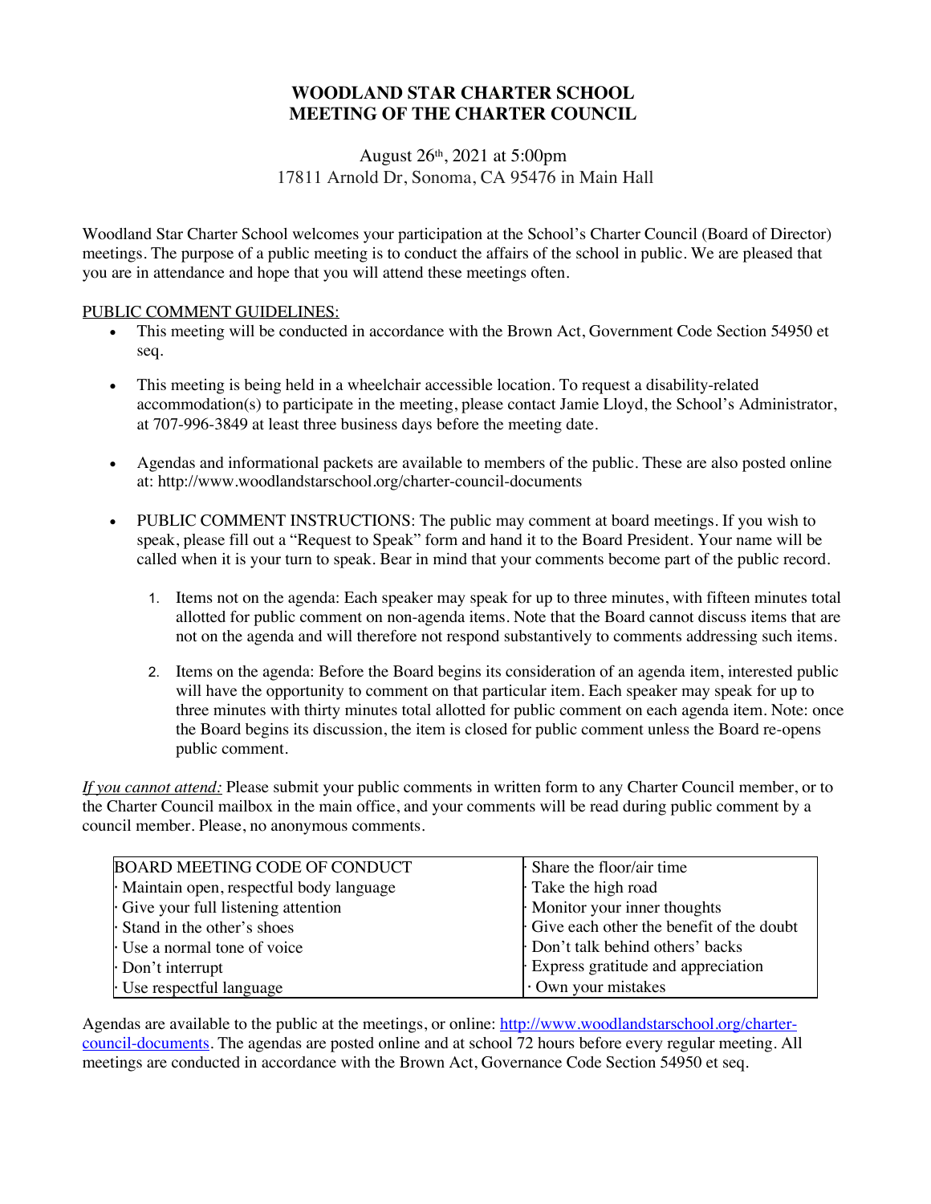# WOODLAND STAR CHARTER SCHOOL
# MEETING OF THE CHARTER COUNCIL

August 26th, 2021 at 5:00pm
17811 Arnold Dr, Sonoma, CA 95476 in Main Hall

Woodland Star Charter School welcomes your participation at the School's Charter Council (Board of Director) meetings. The purpose of a public meeting is to conduct the affairs of the school in public. We are pleased that you are in attendance and hope that you will attend these meetings often.

PUBLIC COMMENT GUIDELINES:

- This meeting will be conducted in accordance with the Brown Act, Government Code Section 54950 et seq.
- This meeting is being held in a wheelchair accessible location. To request a disability-related accommodation(s) to participate in the meeting, please contact Jamie Lloyd, the School's Administrator, at 707-996-3849 at least three business days before the meeting date.
- Agendas and informational packets are available to members of the public. These are also posted online at: http://www.woodlandstarschool.org/charter-council-documents
- PUBLIC COMMENT INSTRUCTIONS: The public may comment at board meetings. If you wish to speak, please fill out a "Request to Speak" form and hand it to the Board President. Your name will be called when it is your turn to speak. Bear in mind that your comments become part of the public record.
    1. Items not on the agenda: Each speaker may speak for up to three minutes, with fifteen minutes total allotted for public comment on non-agenda items. Note that the Board cannot discuss items that are not on the agenda and will therefore not respond substantively to comments addressing such items.
    2. Items on the agenda: Before the Board begins its consideration of an agenda item, interested public will have the opportunity to comment on that particular item. Each speaker may speak for up to three minutes with thirty minutes total allotted for public comment on each agenda item. Note: once the Board begins its discussion, the item is closed for public comment unless the Board re-opens public comment.

*If you cannot attend:* Please submit your public comments in written form to any Charter Council member, or to the Charter Council mailbox in the main office, and your comments will be read during public comment by a council member. Please, no anonymous comments.

| BOARD MEETING CODE OF CONDUCT | · Share the floor/air time |
|---|---|
| · Maintain open, respectful body language | · Take the high road |
| · Give your full listening attention | · Monitor your inner thoughts |
| · Stand in the other's shoes | · Give each other the benefit of the doubt |
| · Use a normal tone of voice | · Don't talk behind others' backs |
| · Don't interrupt | · Express gratitude and appreciation |
| · Use respectful language | · Own your mistakes |

Agendas are available to the public at the meetings, or online: [http://www.woodlandstarschool.org/charter-council-documents](http://www.woodlandstarschool.org/charter-council-documents). The agendas are posted online and at school 72 hours before every regular meeting. All meetings are conducted in accordance with the Brown Act, Governance Code Section 54950 et seq.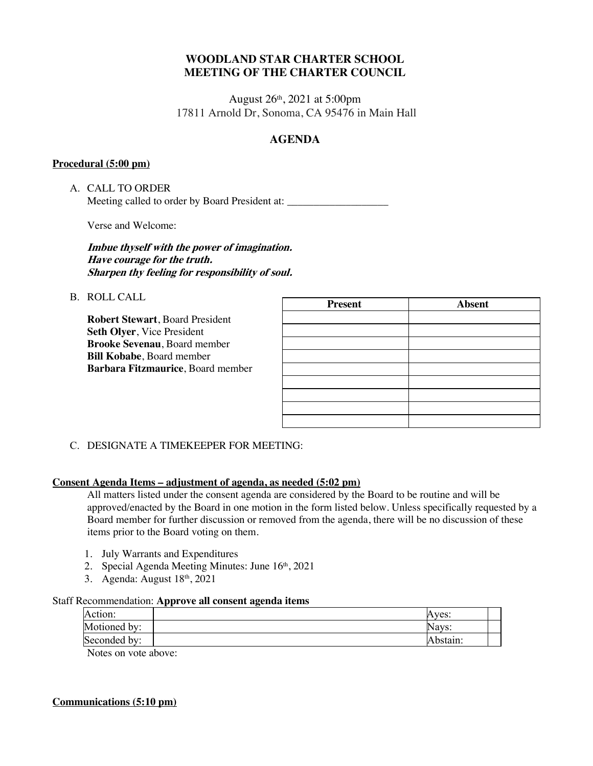**WOODLAND STAR CHARTER SCHOOL**
**MEETING OF THE CHARTER COUNCIL**

August 26th, 2021 at 5:00pm
17811 Arnold Dr, Sonoma, CA 95476 in Main Hall

## AGENDA

**Procedural (5:00 pm)**

A. CALL TO ORDER
Meeting called to order by Board President at: ___________________

Verse and Welcome:

***Imbue thyself with the power of imagination.***
***Have courage for the truth.***
***Sharpen thy feeling for responsibility of soul.***

B. ROLL CALL

**Robert Stewart**, Board President
**Seth Olyer**, Vice President
**Brooke Sevenau**, Board member
**Bill Kobabe**, Board member
**Barbara Fitzmaurice**, Board member

| Present | Absent |
|---|---|
| | |
| | |
| | |
| | |
| | |
| | |
| | |
| | |
| | |

C. DESIGNATE A TIMEKEEPER FOR MEETING:

**Consent Agenda Items – adjustment of agenda, as needed (5:02 pm)**

All matters listed under the consent agenda are considered by the Board to be routine and will be approved/enacted by the Board in one motion in the form listed below. Unless specifically requested by a Board member for further discussion or removed from the agenda, there will be no discussion of these items prior to the Board voting on them.

1. July Warrants and Expenditures
2. Special Agenda Meeting Minutes: June 16th, 2021
3. Agenda: August 18th, 2021

Staff Recommendation: **Approve all consent agenda items**

| Action: | | Ayes: | |
|---|---|---|---|
| Motioned by: | | Nays: | |
| Seconded by: | | Abstain: | |

Notes on vote above:

**Communications (5:10 pm)**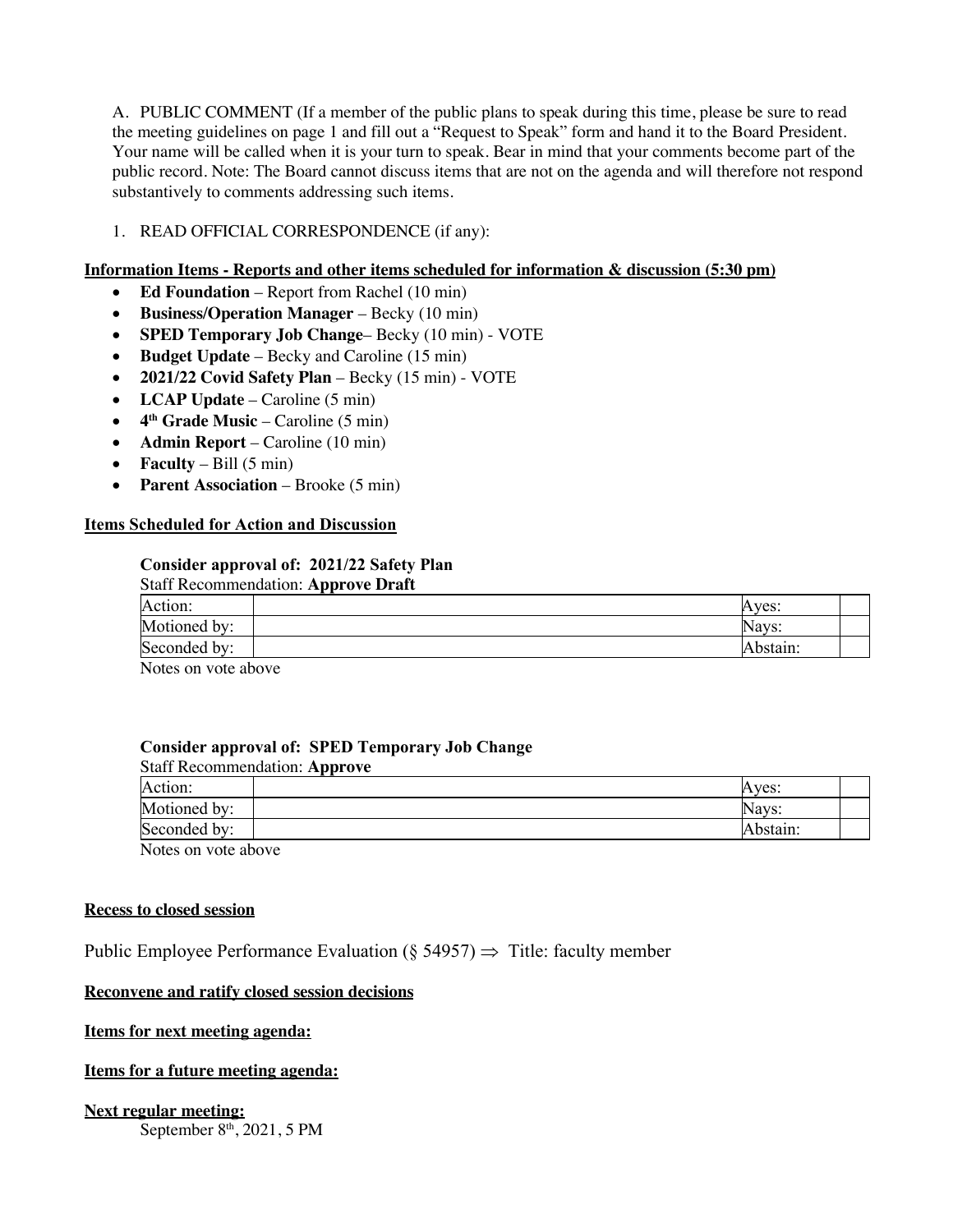A. PUBLIC COMMENT (If a member of the public plans to speak during this time, please be sure to read the meeting guidelines on page 1 and fill out a "Request to Speak" form and hand it to the Board President. Your name will be called when it is your turn to speak. Bear in mind that your comments become part of the public record. Note: The Board cannot discuss items that are not on the agenda and will therefore not respond substantively to comments addressing such items.

1. READ OFFICIAL CORRESPONDENCE (if any):

**Information Items - Reports and other items scheduled for information & discussion (5:30 pm)**

- **Ed Foundation** – Report from Rachel (10 min)
- **Business/Operation Manager** – Becky (10 min)
- **SPED Temporary Job Change**– Becky (10 min) - VOTE
- **Budget Update** – Becky and Caroline (15 min)
- **2021/22 Covid Safety Plan** – Becky (15 min) - VOTE
- **LCAP Update** – Caroline (5 min)
- **4th Grade Music** – Caroline (5 min)
- **Admin Report** – Caroline (10 min)
- **Faculty** – Bill (5 min)
- **Parent Association** – Brooke (5 min)

**Items Scheduled for Action and Discussion**

**Consider approval of: 2021/22 Safety Plan**

Staff Recommendation: **Approve Draft**

| Action: | | Ayes: | |
|---|---|---|---|
| Motioned by: | | Nays: | |
| Seconded by: | | Abstain: | |

Notes on vote above

**Consider approval of: SPED Temporary Job Change**

Staff Recommendation: **Approve**

| Action: | | Ayes: | |
|---|---|---|---|
| Motioned by: | | Nays: | |
| Seconded by: | | Abstain: | |

Notes on vote above

**Recess to closed session**

Public Employee Performance Evaluation (§ 54957) ⇒ Title: faculty member

**Reconvene and ratify closed session decisions**

**Items for next meeting agenda:**

**Items for a future meeting agenda:**

**Next regular meeting:**

September 8th, 2021, 5 PM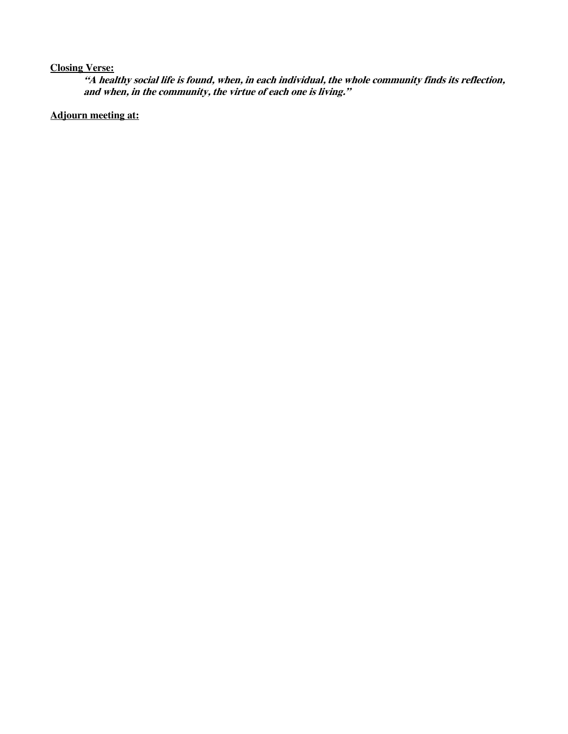**Closing Verse:**

***"A healthy social life is found, when, in each individual, the whole community finds its reflection, and when, in the community, the virtue of each one is living."***

**Adjourn meeting at:**